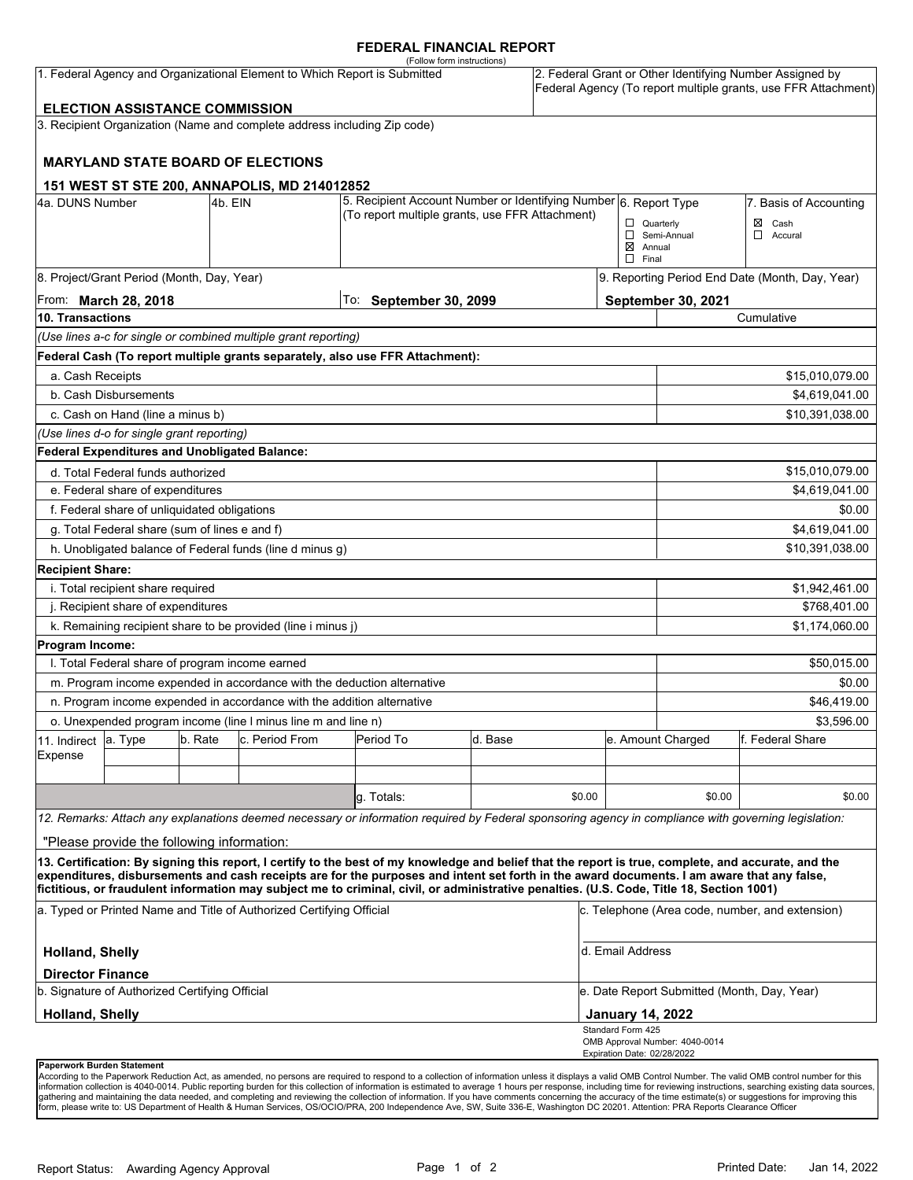# FEDERAL FINANCIAL REPORT

(Follow form instructions)

| 1. Federal Agency and Organizational Element to Which Report is Submitted | 2. Federal Grant or Other Identifying Number Assigned by Federal Agency (To report multiple grants, use FFR Attachment) |
|---|---|
| **ELECTION ASSISTANCE COMMISSION** | |

3. Recipient Organization (Name and complete address including Zip code)

**MARYLAND STATE BOARD OF ELECTIONS**

**151 WEST ST STE 200, ANNAPOLIS, MD 214012852**

| 4a. DUNS Number | 4b. EIN | 5. Recipient Account Number or Identifying Number (To report multiple grants, use FFR Attachment) | 6. Report Type | 7. Basis of Accounting |
|---|---|---|---|---|
| | | | ☐ Quarterly<br>☐ Semi-Annual<br>☒ Annual<br>☐ Final | ☒ Cash<br>☐ Accural |

| 8. Project/Grant Period (Month, Day, Year) | | 9. Reporting Period End Date (Month, Day, Year) |
|---|---|---|
| From: **March 28, 2018** | To: **September 30, 2099** | **September 30, 2021** |

| 10. Transactions | Cumulative |
|---|---|
| *(Use lines a-c for single or combined multiple grant reporting)* | |
| **Federal Cash (To report multiple grants separately, also use FFR Attachment):** | |
| a. Cash Receipts | $15,010,079.00 |
| b. Cash Disbursements | $4,619,041.00 |
| c. Cash on Hand (line a minus b) | $10,391,038.00 |
| *(Use lines d-o for single grant reporting)* | |
| **Federal Expenditures and Unobligated Balance:** | |
| d. Total Federal funds authorized | $15,010,079.00 |
| e. Federal share of expenditures | $4,619,041.00 |
| f. Federal share of unliquidated obligations | $0.00 |
| g. Total Federal share (sum of lines e and f) | $4,619,041.00 |
| h. Unobligated balance of Federal funds (line d minus g) | $10,391,038.00 |
| **Recipient Share:** | |
| i. Total recipient share required | $1,942,461.00 |
| j. Recipient share of expenditures | $768,401.00 |
| k. Remaining recipient share to be provided (line i minus j) | $1,174,060.00 |
| **Program Income:** | |
| l. Total Federal share of program income earned | $50,015.00 |
| m. Program income expended in accordance with the deduction alternative | $0.00 |
| n. Program income expended in accordance with the addition alternative | $46,419.00 |
| o. Unexpended program income (line l minus line m and line n) | $3,596.00 |

| 11. Indirect Expense | a. Type | b. Rate | c. Period From | Period To | d. Base | e. Amount Charged | f. Federal Share |
|---|---|---|---|---|---|---|---|
| | | | | | | | |
| | | | | | | | |
| | | | | g. Totals: | $0.00 | $0.00 | $0.00 |

*12. Remarks: Attach any explanations deemed necessary or information required by Federal sponsoring agency in compliance with governing legislation:*

"Please provide the following information:

**13. Certification: By signing this report, I certify to the best of my knowledge and belief that the report is true, complete, and accurate, and the expenditures, disbursements and cash receipts are for the purposes and intent set forth in the award documents. I am aware that any false, fictitious, or fraudulent information may subject me to criminal, civil, or administrative penalties. (U.S. Code, Title 18, Section 1001)**

| a. Typed or Printed Name and Title of Authorized Certifying Official | c. Telephone (Area code, number, and extension) |
|---|---|
| **Holland, Shelly**<br>**Director Finance** | d. Email Address |
| b. Signature of Authorized Certifying Official | e. Date Report Submitted (Month, Day, Year) |
| **Holland, Shelly** | **January 14, 2022** |

Standard Form 425
OMB Approval Number: 4040-0014
Expiration Date: 02/28/2022

**Paperwork Burden Statement**
According to the Paperwork Reduction Act, as amended, no persons are required to respond to a collection of information unless it displays a valid OMB Control Number. The valid OMB control number for this information collection is 4040-0014. Public reporting burden for this collection of information is estimated to average 1 hours per response, including time for reviewing instructions, searching existing data sources, gathering and maintaining the data needed, and completing and reviewing the collection of information. If you have comments concerning the accuracy of the time estimate(s) or suggestions for improving this form, please write to: US Department of Health & Human Services, OS/OCIO/PRA, 200 Independence Ave, SW, Suite 336-E, Washington DC 20201. Attention: PRA Reports Clearance Officer

Report Status: Awarding Agency Approval

Printed Date: Jan 14, 2022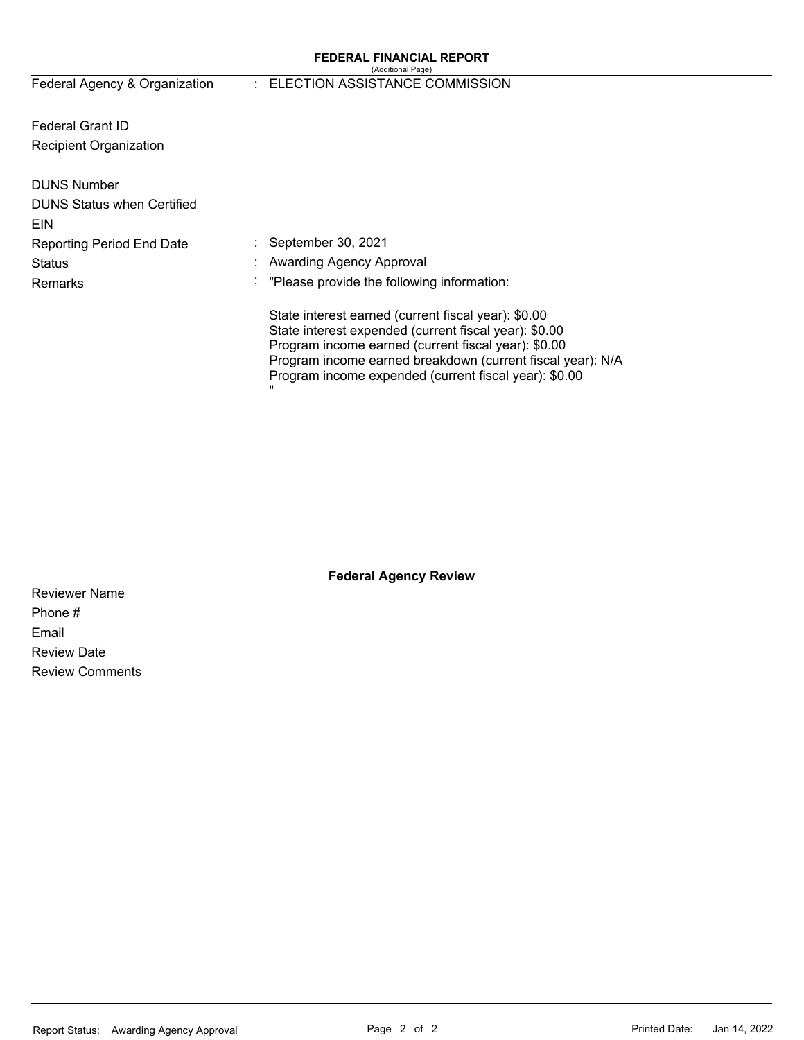## FEDERAL FINANCIAL REPORT

(Additional Page)

| | | |
|---|---|---|
| Federal Agency & Organization | : | ELECTION ASSISTANCE COMMISSION |
| Federal Grant ID | | |
| Recipient Organization | | |
| DUNS Number | | |
| DUNS Status when Certified | | |
| EIN | | |
| Reporting Period End Date | : | September 30, 2021 |
| Status | : | Awarding Agency Approval |
| Remarks | : | "Please provide the following information: |

State interest earned (current fiscal year): $0.00
State interest expended (current fiscal year): $0.00
Program income earned (current fiscal year): $0.00
Program income earned breakdown (current fiscal year): N/A
Program income expended (current fiscal year): $0.00
"

### Federal Agency Review

Reviewer Name

Phone #

Email

Review Date

Review Comments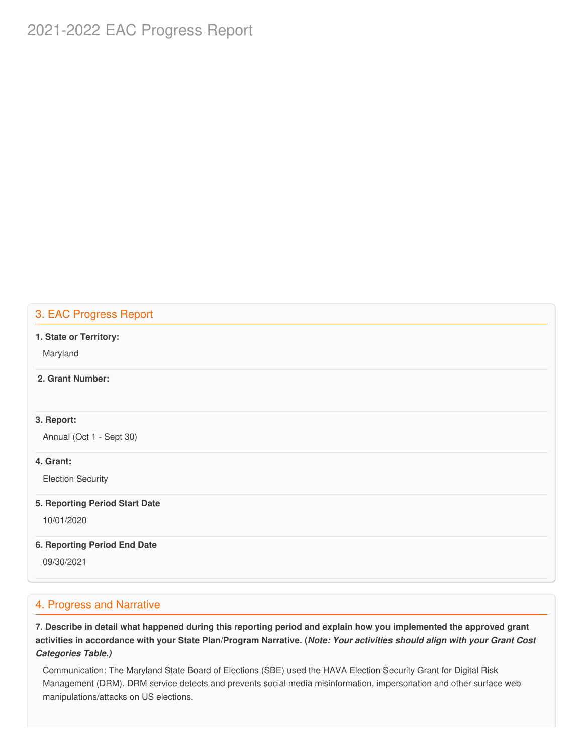# 2021-2022 EAC Progress Report

## 3. EAC Progress Report

**1. State or Territory:**

Maryland

**2. Grant Number:**

**3. Report:**

Annual (Oct 1 - Sept 30)

**4. Grant:**

Election Security

**5. Reporting Period Start Date**

10/01/2020

**6. Reporting Period End Date**

09/30/2021

## 4. Progress and Narrative

**7. Describe in detail what happened during this reporting period and explain how you implemented the approved grant activities in accordance with your State Plan/Program Narrative. (*Note: Your activities should align with your Grant Cost Categories Table.)***

Communication: The Maryland State Board of Elections (SBE) used the HAVA Election Security Grant for Digital Risk Management (DRM). DRM service detects and prevents social media misinformation, impersonation and other surface web manipulations/attacks on US elections.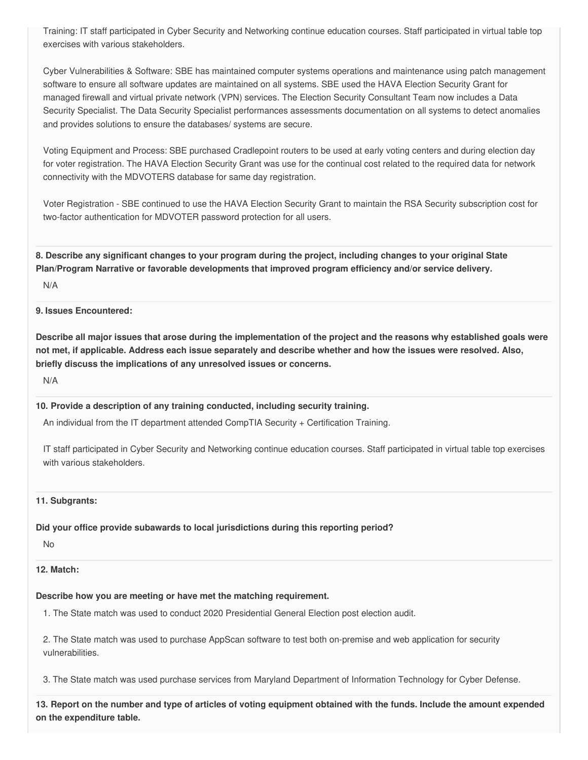Training: IT staff participated in Cyber Security and Networking continue education courses. Staff participated in virtual table top exercises with various stakeholders.

Cyber Vulnerabilities & Software: SBE has maintained computer systems operations and maintenance using patch management software to ensure all software updates are maintained on all systems. SBE used the HAVA Election Security Grant for managed firewall and virtual private network (VPN) services. The Election Security Consultant Team now includes a Data Security Specialist. The Data Security Specialist performances assessments documentation on all systems to detect anomalies and provides solutions to ensure the databases/ systems are secure.

Voting Equipment and Process: SBE purchased Cradlepoint routers to be used at early voting centers and during election day for voter registration. The HAVA Election Security Grant was use for the continual cost related to the required data for network connectivity with the MDVOTERS database for same day registration.

Voter Registration - SBE continued to use the HAVA Election Security Grant to maintain the RSA Security subscription cost for two-factor authentication for MDVOTER password protection for all users.

**8. Describe any significant changes to your program during the project, including changes to your original State Plan/Program Narrative or favorable developments that improved program efficiency and/or service delivery.**

N/A

**9. Issues Encountered:**

**Describe all major issues that arose during the implementation of the project and the reasons why established goals were not met, if applicable. Address each issue separately and describe whether and how the issues were resolved. Also, briefly discuss the implications of any unresolved issues or concerns.**

N/A

**10. Provide a description of any training conducted, including security training.**

An individual from the IT department attended CompTIA Security + Certification Training.

IT staff participated in Cyber Security and Networking continue education courses. Staff participated in virtual table top exercises with various stakeholders.

**11. Subgrants:**

**Did your office provide subawards to local jurisdictions during this reporting period?**

No

**12. Match:**

**Describe how you are meeting or have met the matching requirement.**

1. The State match was used to conduct 2020 Presidential General Election post election audit.

2. The State match was used to purchase AppScan software to test both on-premise and web application for security vulnerabilities.

3. The State match was used purchase services from Maryland Department of Information Technology for Cyber Defense.

**13. Report on the number and type of articles of voting equipment obtained with the funds. Include the amount expended on the expenditure table.**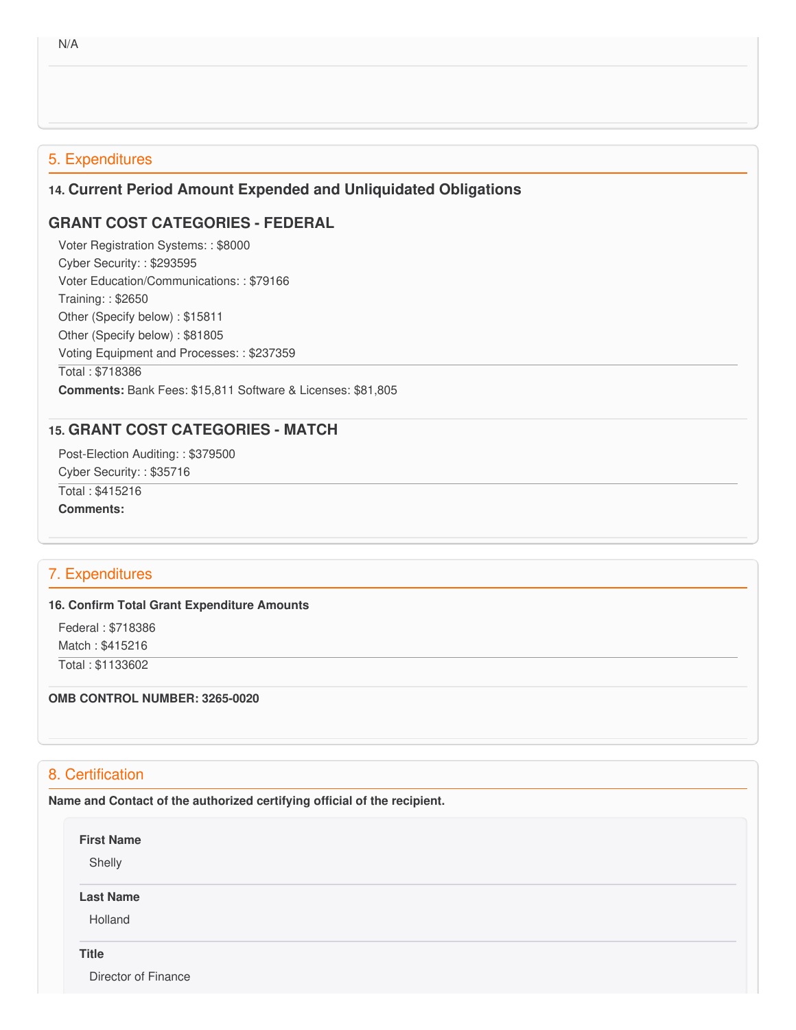N/A

## 5. Expenditures

### 14. Current Period Amount Expended and Unliquidated Obligations

### GRANT COST CATEGORIES - FEDERAL

Voter Registration Systems: : $8000
Cyber Security: : $293595
Voter Education/Communications: : $79166
Training: : $2650
Other (Specify below) : $15811
Other (Specify below) : $81805
Voting Equipment and Processes: : $237359

Total : $718386

**Comments:** Bank Fees: $15,811 Software & Licenses: $81,805

### 15. GRANT COST CATEGORIES - MATCH

Post-Election Auditing: : $379500
Cyber Security: : $35716

Total : $415216

**Comments:**

## 7. Expenditures

**16. Confirm Total Grant Expenditure Amounts**

Federal : $718386
Match : $415216

Total : $1133602

**OMB CONTROL NUMBER: 3265-0020**

## 8. Certification

**Name and Contact of the authorized certifying official of the recipient.**

**First Name**

Shelly

**Last Name**

Holland

**Title**

Director of Finance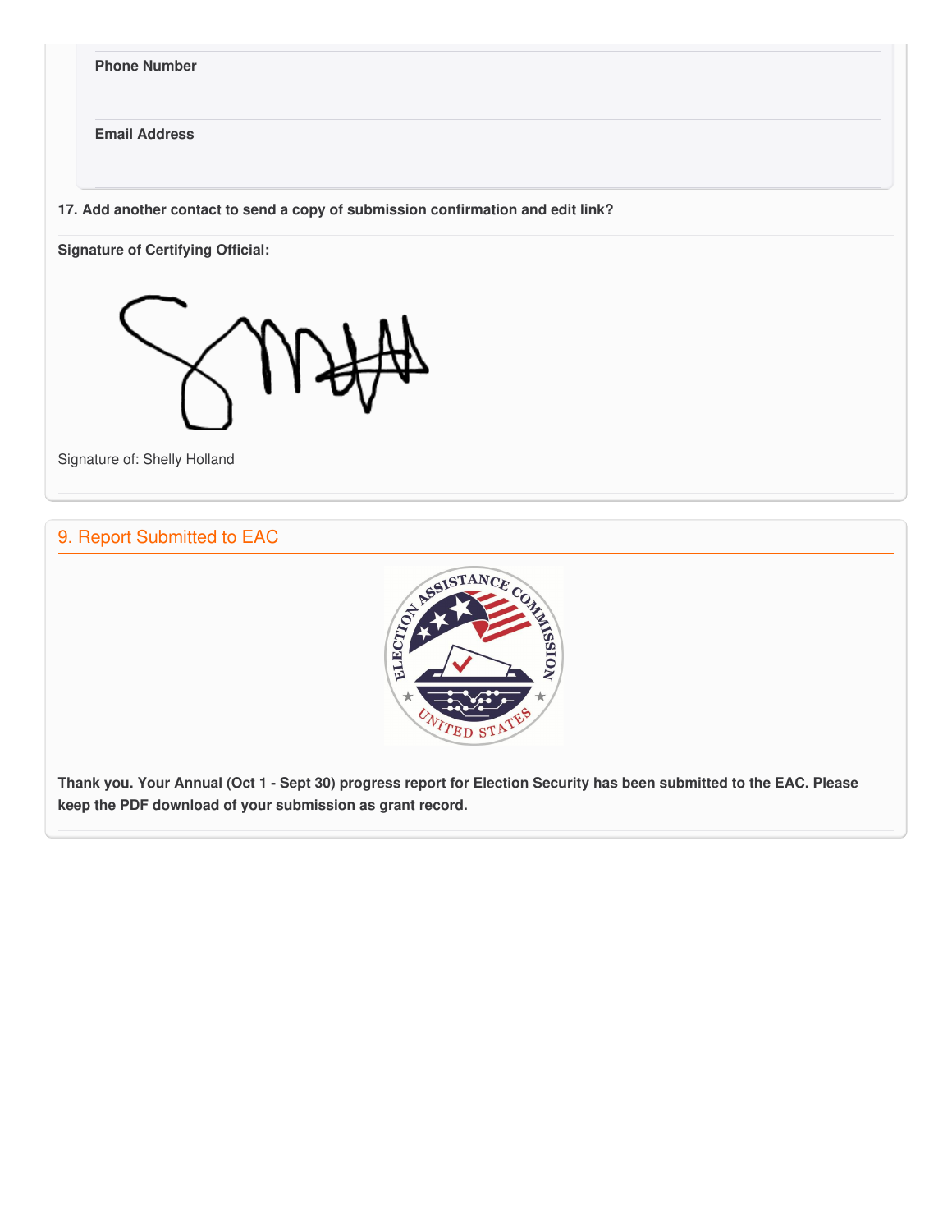**Phone Number**

**Email Address**

**17. Add another contact to send a copy of submission confirmation and edit link?**

**Signature of Certifying Official:**

Signature of: Shelly Holland

## 9. Report Submitted to EAC

**Thank you. Your Annual (Oct 1 - Sept 30) progress report for Election Security has been submitted to the EAC. Please keep the PDF download of your submission as grant record.**